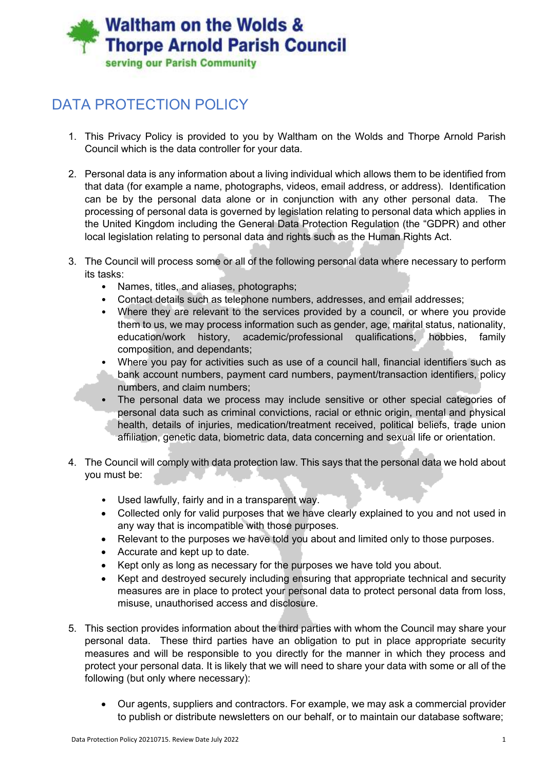Waltham on the Wolds & Thorpe Arnold Parish Council

serving our Parish Community

# DATA PROTECTION POLICY

1. This Privacy Policy is provided to you by Waltham on the Wolds and Thorpe Arnold Parish Council which is the data controller for your data.

2. Personal data is any information about a living individual which allows them to be identified from that data (for example a name, photographs, videos, email address, or address). Identification can be by the personal data alone or in conjunction with any other personal data. The processing of personal data is governed by legislation relating to personal data which applies in the United Kingdom including the General Data Protection Regulation (the "GDPR) and other local legislation relating to personal data and rights such as the Human Rights Act.

3. The Council will process some or all of the following personal data where necessary to perform its tasks:
   - Names, titles, and aliases, photographs;
   - Contact details such as telephone numbers, addresses, and email addresses;
   - Where they are relevant to the services provided by a council, or where you provide them to us, we may process information such as gender, age, marital status, nationality, education/work history, academic/professional qualifications, hobbies, family composition, and dependants;
   - Where you pay for activities such as use of a council hall, financial identifiers such as bank account numbers, payment card numbers, payment/transaction identifiers, policy numbers, and claim numbers;
   - The personal data we process may include sensitive or other special categories of personal data such as criminal convictions, racial or ethnic origin, mental and physical health, details of injuries, medication/treatment received, political beliefs, trade union affiliation, genetic data, biometric data, data concerning and sexual life or orientation.

4. The Council will comply with data protection law. This says that the personal data we hold about you must be:
   - Used lawfully, fairly and in a transparent way.
   - Collected only for valid purposes that we have clearly explained to you and not used in any way that is incompatible with those purposes.
   - Relevant to the purposes we have told you about and limited only to those purposes.
   - Accurate and kept up to date.
   - Kept only as long as necessary for the purposes we have told you about.
   - Kept and destroyed securely including ensuring that appropriate technical and security measures are in place to protect your personal data to protect personal data from loss, misuse, unauthorised access and disclosure.

5. This section provides information about the third parties with whom the Council may share your personal data. These third parties have an obligation to put in place appropriate security measures and will be responsible to you directly for the manner in which they process and protect your personal data. It is likely that we will need to share your data with some or all of the following (but only where necessary):
   - Our agents, suppliers and contractors. For example, we may ask a commercial provider to publish or distribute newsletters on our behalf, or to maintain our database software;

Data Protection Policy 20210715. Review Date July 2022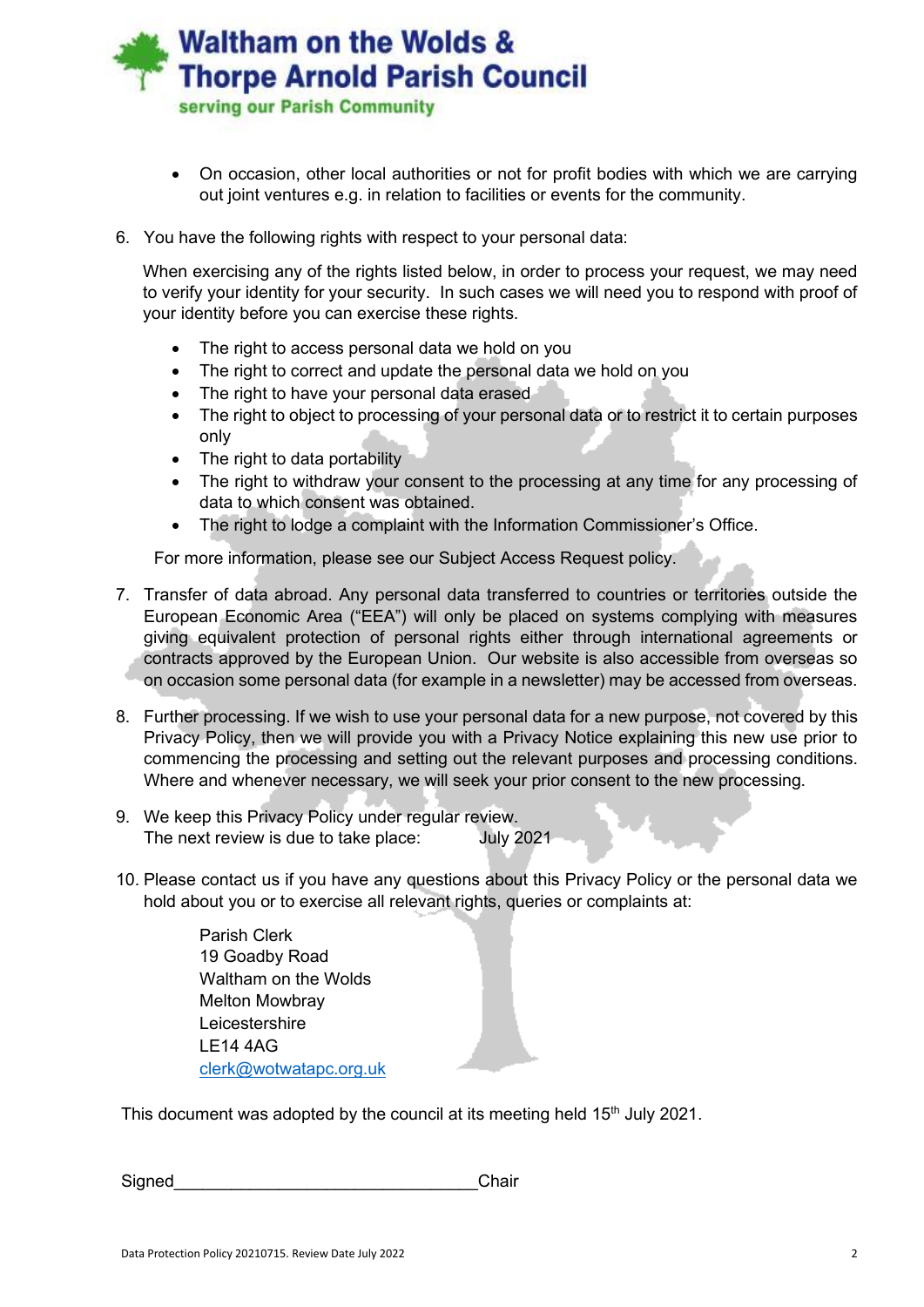- On occasion, other local authorities or not for profit bodies with which we are carrying out joint ventures e.g. in relation to facilities or events for the community.

6. You have the following rights with respect to your personal data:

   When exercising any of the rights listed below, in order to process your request, we may need to verify your identity for your security. In such cases we will need you to respond with proof of your identity before you can exercise these rights.

   - The right to access personal data we hold on you
   - The right to correct and update the personal data we hold on you
   - The right to have your personal data erased
   - The right to object to processing of your personal data or to restrict it to certain purposes only
   - The right to data portability
   - The right to withdraw your consent to the processing at any time for any processing of data to which consent was obtained.
   - The right to lodge a complaint with the Information Commissioner's Office.

   For more information, please see our Subject Access Request policy.

7. Transfer of data abroad. Any personal data transferred to countries or territories outside the European Economic Area ("EEA") will only be placed on systems complying with measures giving equivalent protection of personal rights either through international agreements or contracts approved by the European Union. Our website is also accessible from overseas so on occasion some personal data (for example in a newsletter) may be accessed from overseas.

8. Further processing. If we wish to use your personal data for a new purpose, not covered by this Privacy Policy, then we will provide you with a Privacy Notice explaining this new use prior to commencing the processing and setting out the relevant purposes and processing conditions. Where and whenever necessary, we will seek your prior consent to the new processing.

9. We keep this Privacy Policy under regular review.
   The next review is due to take place: July 2021

10. Please contact us if you have any questions about this Privacy Policy or the personal data we hold about you or to exercise all relevant rights, queries or complaints at:

    Parish Clerk
    19 Goadby Road
    Waltham on the Wolds
    Melton Mowbray
    Leicestershire
    LE14 4AG
    clerk@wotwatapc.org.uk

This document was adopted by the council at its meeting held 15th July 2021.

Signed________________________________Chair